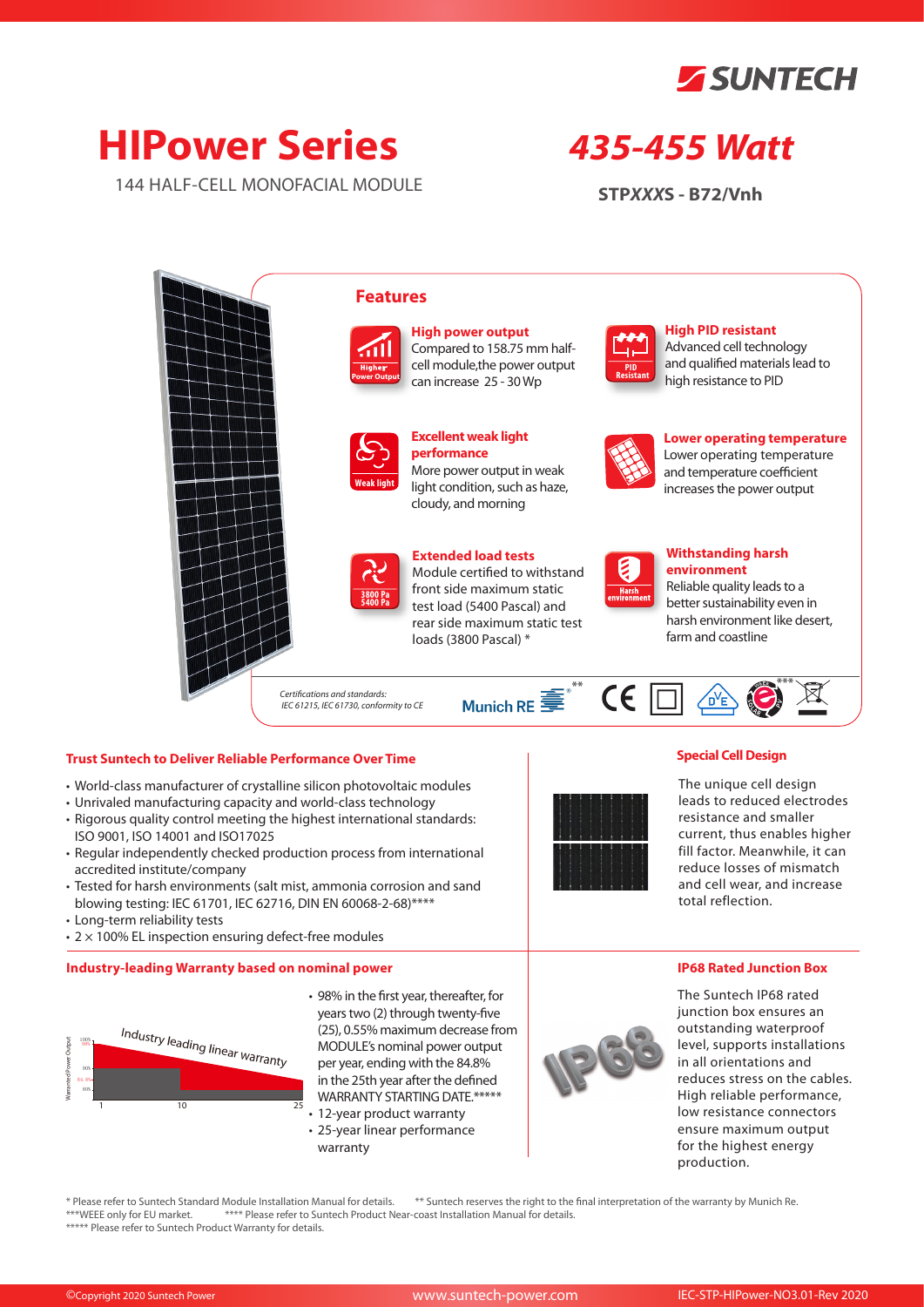SUNTECH

# HIPower Series

144 HALF-CELL MONOFACIAL MODULE

# *435-455 Watt*

**STPXXXS - B72/Vnh**

## Features

**High power output**
Compared to 158.75 mm half-cell module,the power output can increase 25 - 30 Wp

**High PID resistant**
Advanced cell technology and qualified materials lead to high resistance to PID

**Excellent weak light performance**
More power output in weak light condition, such as haze, cloudy, and morning

**Lower operating temperature**
Lower operating temperature and temperature coefficient increases the power output

**Extended load tests**
Module certified to withstand front side maximum static test load (5400 Pascal) and rear side maximum static test loads (3800 Pascal) *

**Withstanding harsh environment**
Reliable quality leads to a better sustainability even in harsh environment like desert, farm and coastline

*Certifications and standards:*
*IEC 61215, IEC 61730, conformity to CE*

Munich RE **

***

### Trust Suntech to Deliver Reliable Performance Over Time

- World-class manufacturer of crystalline silicon photovoltaic modules
- Unrivaled manufacturing capacity and world-class technology
- Rigorous quality control meeting the highest international standards: ISO 9001, ISO 14001 and ISO17025
- Regular independently checked production process from international accredited institute/company
- Tested for harsh environments (salt mist, ammonia corrosion and sand blowing testing: IEC 61701, IEC 62716, DIN EN 60068-2-68)****
- Long-term reliability tests
- 2 × 100% EL inspection ensuring defect-free modules

### Special Cell Design

The unique cell design leads to reduced electrodes resistance and smaller current, thus enables higher fill factor. Meanwhile, it can reduce losses of mismatch and cell wear, and increase total reflection.

### Industry-leading Warranty based on nominal power

Industry leading linear warranty

Warranted Power Output

1
10
25

- 98% in the first year, thereafter, for years two (2) through twenty-five (25), 0.55% maximum decrease from MODULE's nominal power output per year, ending with the 84.8% in the 25th year after the defined WARRANTY STARTING DATE.*****
- 12-year product warranty
- 25-year linear performance warranty

### IP68 Rated Junction Box

The Suntech IP68 rated junction box ensures an outstanding waterproof level, supports installations in all orientations and reduces stress on the cables. High reliable performance, low resistance connectors ensure maximum output for the highest energy production.

\* Please refer to Suntech Standard Module Installation Manual for details. ** Suntech reserves the right to the final interpretation of the warranty by Munich Re.
***WEEE only for EU market. **** Please refer to Suntech Product Near-coast Installation Manual for details.
***** Please refer to Suntech Product Warranty for details.

©Copyright 2020 Suntech Power www.suntech-power.com IEC-STP-HIPower-NO3.01-Rev 2020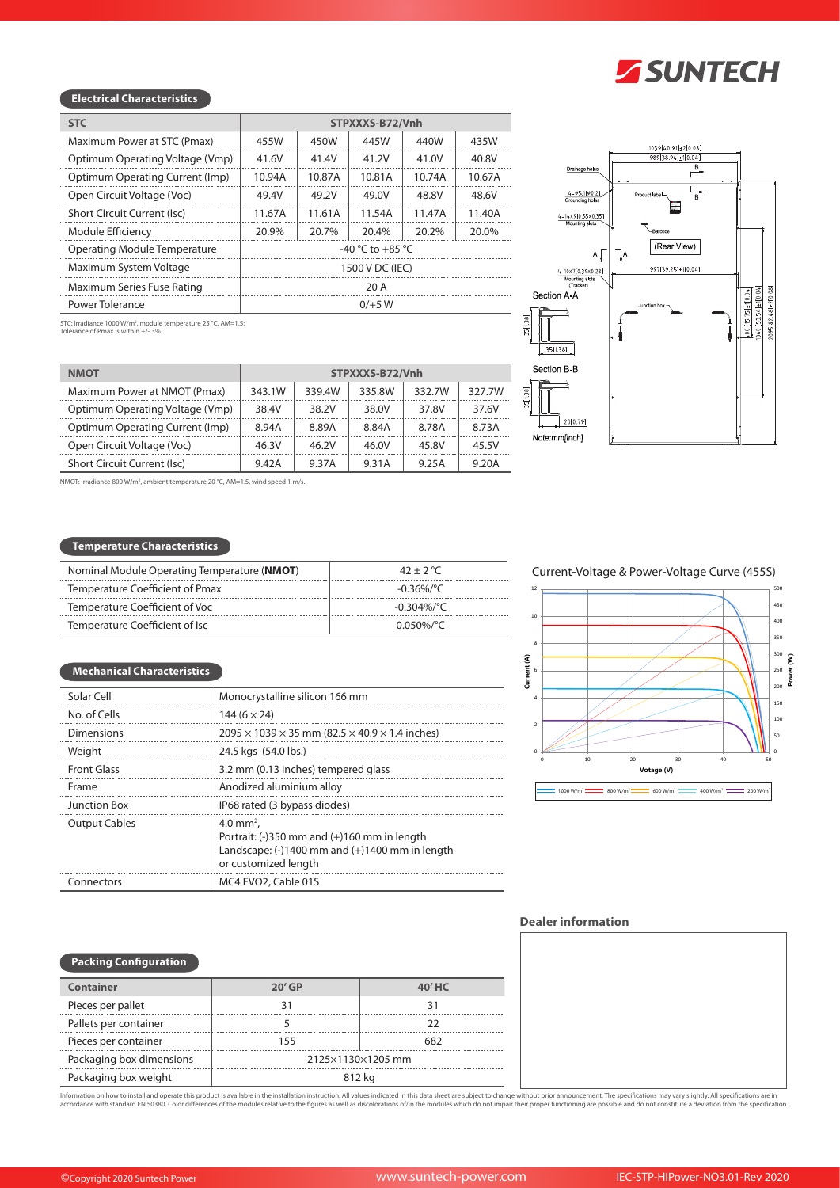## Electrical Characteristics

| STC | STPXXXS-B72/Vnh | | | | |
|---|---|---|---|---|---|
| Maximum Power at STC (Pmax) | 455W | 450W | 445W | 440W | 435W |
| Optimum Operating Voltage (Vmp) | 41.6V | 41.4V | 41.2V | 41.0V | 40.8V |
| Optimum Operating Current (Imp) | 10.94A | 10.87A | 10.81A | 10.74A | 10.67A |
| Open Circuit Voltage (Voc) | 49.4V | 49.2V | 49.0V | 48.8V | 48.6V |
| Short Circuit Current (Isc) | 11.67A | 11.61A | 11.54A | 11.47A | 11.40A |
| Module Efficiency | 20.9% | 20.7% | 20.4% | 20.2% | 20.0% |
| Operating Module Temperature | -40 °C to +85 °C | | | | |
| Maximum System Voltage | 1500 V DC (IEC) | | | | |
| Maximum Series Fuse Rating | 20 A | | | | |
| Power Tolerance | 0/+5 W | | | | |

STC: Irradiance 1000 W/m², module temperature 25 °C, AM=1.5;
Tolerance of Pmax is within +/- 3%.

| NMOT | STPXXXS-B72/Vnh | | | | |
|---|---|---|---|---|---|
| Maximum Power at NMOT (Pmax) | 343.1W | 339.4W | 335.8W | 332.7W | 327.7W |
| Optimum Operating Voltage (Vmp) | 38.4V | 38.2V | 38.0V | 37.8V | 37.6V |
| Optimum Operating Current (Imp) | 8.94A | 8.89A | 8.84A | 8.78A | 8.73A |
| Open Circuit Voltage (Voc) | 46.3V | 46.2V | 46.0V | 45.8V | 45.5V |
| Short Circuit Current (Isc) | 9.42A | 9.37A | 9.31A | 9.25A | 9.20A |

NMOT: Irradiance 800 W/m², ambient temperature 20 °C, AM=1.5, wind speed 1 m/s.

1039[40.91]±2[0.08]
989[38.94]±1[0.04]
Drainage holes
B
4-Ø5.1[Ø0.2] Grounding holes
Product label
B
4-14x9[0.55x0.35] Mounting slots
Barcode
A
A
(Rear View)
4-10x7[0.39x0.28] Mounting slots (Tracker)
997[39.25]±1[0.04]
Section A-A
Junction box
400 [15.75]±1[0.04]
1360 [53.54]±1[0.04]
2095[82.48]±2[0.08]
35[1.38]
35[1.38]
Section B-B
35[1.38]
20[0.79]
Note:mm[inch]

## Temperature Characteristics

| | |
|---|---|
| Nominal Module Operating Temperature (**NMOT**) | 42 ± 2 °C |
| Temperature Coefficient of Pmax | -0.36%/°C |
| Temperature Coefficient of Voc | -0.304%/°C |
| Temperature Coefficient of Isc | 0.050%/°C |

Current-Voltage & Power-Voltage Curve (455S)

Current (A)
Power (W)
Votage (V)
1000 W/m² 800 W/m² 600 W/m² 400 W/m² 200 W/m²

## Mechanical Characteristics

| | |
|---|---|
| Solar Cell | Monocrystalline silicon 166 mm |
| No. of Cells | 144 (6 × 24) |
| Dimensions | 2095 × 1039 × 35 mm (82.5 × 40.9 × 1.4 inches) |
| Weight | 24.5 kgs (54.0 lbs.) |
| Front Glass | 3.2 mm (0.13 inches) tempered glass |
| Frame | Anodized aluminium alloy |
| Junction Box | IP68 rated (3 bypass diodes) |
| Output Cables | 4.0 mm², Portrait: (-)350 mm and (+)160 mm in length Landscape: (-)1400 mm and (+)1400 mm in length or customized length |
| Connectors | MC4 EVO2, Cable 01S |

## Packing Configuration

| Container | 20' GP | 40' HC |
|---|---|---|
| Pieces per pallet | 31 | 31 |
| Pallets per container | 5 | 22 |
| Pieces per container | 155 | 682 |
| Packaging box dimensions | 2125×1130×1205 mm | |
| Packaging box weight | 812 kg | |

**Dealer information**

Information on how to install and operate this product is available in the installation instruction. All values indicated in this data sheet are subject to change without prior announcement. The specifications may vary slightly. All specifications are in accordance with standard EN 50380. Color differences of the modules relative to the figures as well as discolorations of/in the modules which do not impair their proper functioning are possible and do not constitute a deviation from the specification.

©Copyright 2020 Suntech Power www.suntech-power.com IEC-STP-HIPower-NO3.01-Rev 2020